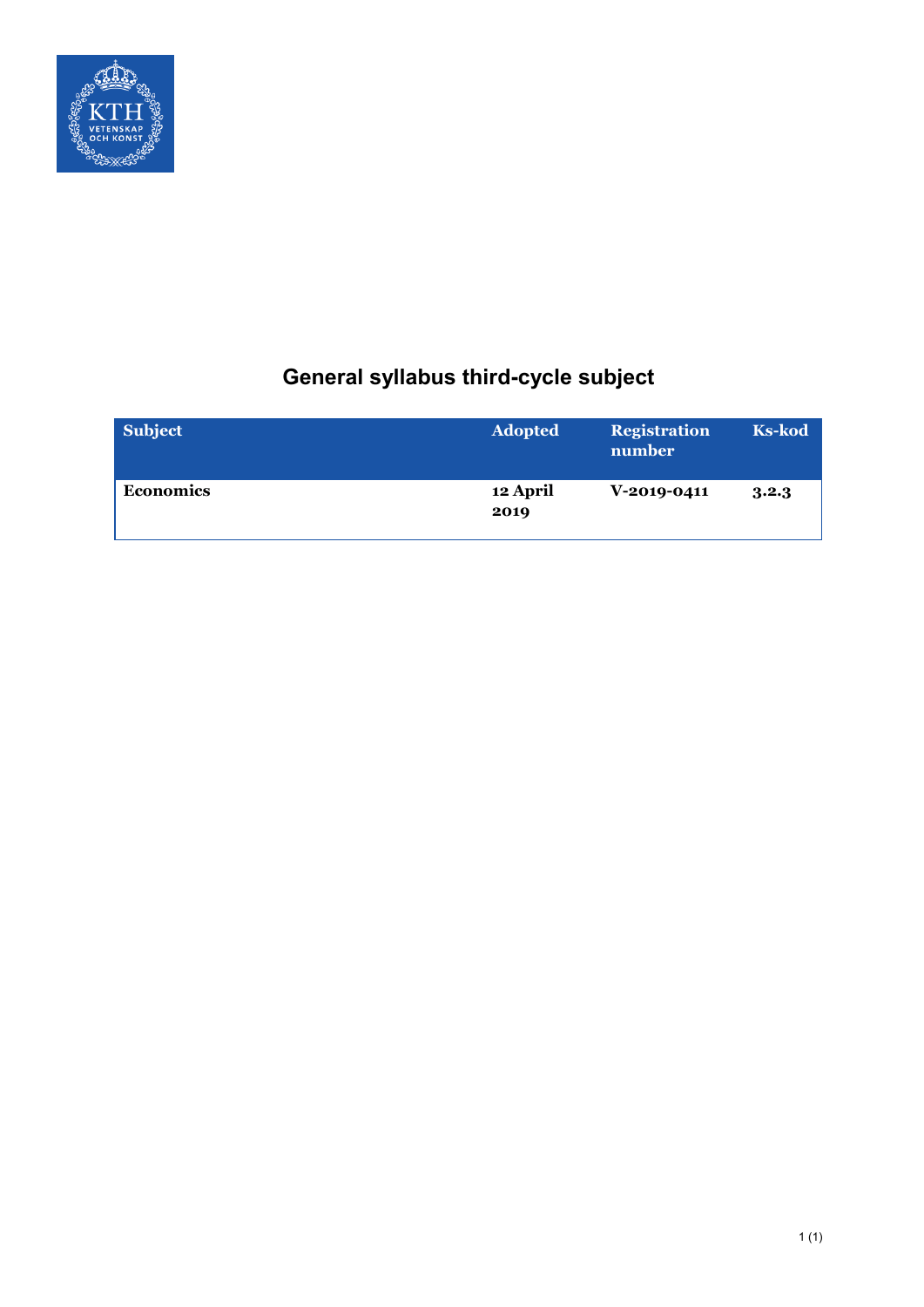# General syllabus third-cycle subject

| Subject | Adopted | Registration number | Ks-kod |
|---|---|---|---|
| Economics | 12 April 2019 | V-2019-0411 | 3.2.3 |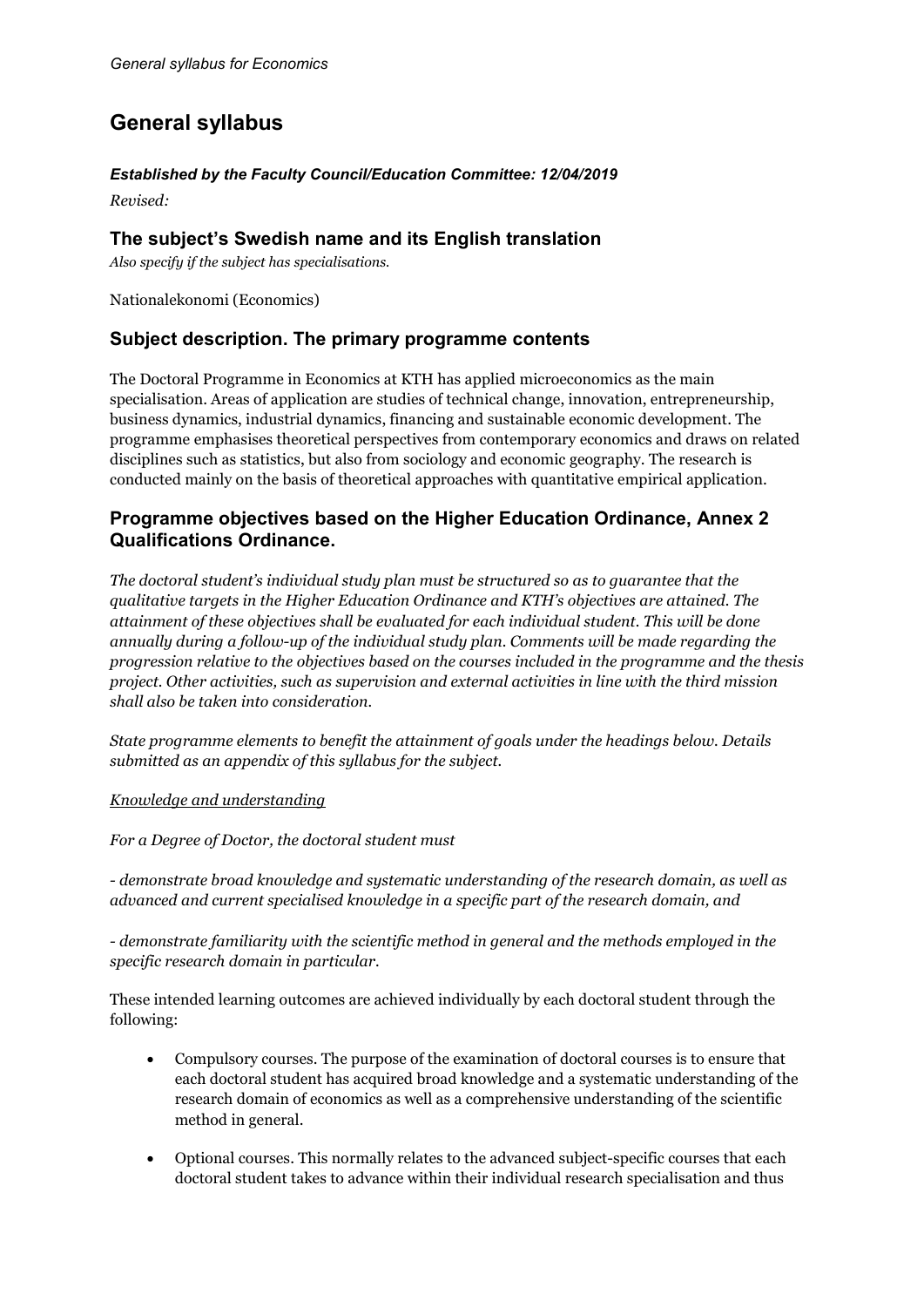# General syllabus

***Established by the Faculty Council/Education Committee: 12/04/2019***

*Revised:*

## The subject's Swedish name and its English translation

*Also specify if the subject has specialisations.*

Nationalekonomi (Economics)

## Subject description. The primary programme contents

The Doctoral Programme in Economics at KTH has applied microeconomics as the main specialisation. Areas of application are studies of technical change, innovation, entrepreneurship, business dynamics, industrial dynamics, financing and sustainable economic development. The programme emphasises theoretical perspectives from contemporary economics and draws on related disciplines such as statistics, but also from sociology and economic geography. The research is conducted mainly on the basis of theoretical approaches with quantitative empirical application.

## Programme objectives based on the Higher Education Ordinance, Annex 2 Qualifications Ordinance.

*The doctoral student's individual study plan must be structured so as to guarantee that the qualitative targets in the Higher Education Ordinance and KTH's objectives are attained. The attainment of these objectives shall be evaluated for each individual student. This will be done annually during a follow-up of the individual study plan. Comments will be made regarding the progression relative to the objectives based on the courses included in the programme and the thesis project. Other activities, such as supervision and external activities in line with the third mission shall also be taken into consideration.*

*State programme elements to benefit the attainment of goals under the headings below. Details submitted as an appendix of this syllabus for the subject.*

*Knowledge and understanding*

*For a Degree of Doctor, the doctoral student must*

*- demonstrate broad knowledge and systematic understanding of the research domain, as well as advanced and current specialised knowledge in a specific part of the research domain, and*

*- demonstrate familiarity with the scientific method in general and the methods employed in the specific research domain in particular.*

These intended learning outcomes are achieved individually by each doctoral student through the following:

- Compulsory courses. The purpose of the examination of doctoral courses is to ensure that each doctoral student has acquired broad knowledge and a systematic understanding of the research domain of economics as well as a comprehensive understanding of the scientific method in general.
- Optional courses. This normally relates to the advanced subject-specific courses that each doctoral student takes to advance within their individual research specialisation and thus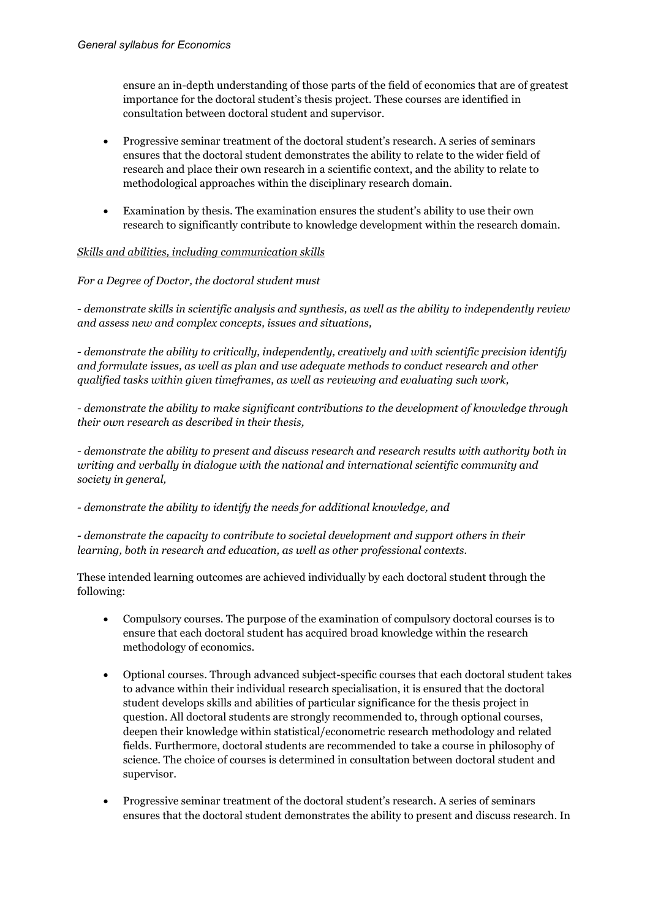ensure an in-depth understanding of those parts of the field of economics that are of greatest importance for the doctoral student's thesis project. These courses are identified in consultation between doctoral student and supervisor.

- Progressive seminar treatment of the doctoral student's research. A series of seminars ensures that the doctoral student demonstrates the ability to relate to the wider field of research and place their own research in a scientific context, and the ability to relate to methodological approaches within the disciplinary research domain.

- Examination by thesis. The examination ensures the student's ability to use their own research to significantly contribute to knowledge development within the research domain.

*Skills and abilities, including communication skills*

*For a Degree of Doctor, the doctoral student must*

*- demonstrate skills in scientific analysis and synthesis, as well as the ability to independently review and assess new and complex concepts, issues and situations,*

*- demonstrate the ability to critically, independently, creatively and with scientific precision identify and formulate issues, as well as plan and use adequate methods to conduct research and other qualified tasks within given timeframes, as well as reviewing and evaluating such work,*

*- demonstrate the ability to make significant contributions to the development of knowledge through their own research as described in their thesis,*

*- demonstrate the ability to present and discuss research and research results with authority both in writing and verbally in dialogue with the national and international scientific community and society in general,*

*- demonstrate the ability to identify the needs for additional knowledge, and*

*- demonstrate the capacity to contribute to societal development and support others in their learning, both in research and education, as well as other professional contexts.*

These intended learning outcomes are achieved individually by each doctoral student through the following:

- Compulsory courses. The purpose of the examination of compulsory doctoral courses is to ensure that each doctoral student has acquired broad knowledge within the research methodology of economics.

- Optional courses. Through advanced subject-specific courses that each doctoral student takes to advance within their individual research specialisation, it is ensured that the doctoral student develops skills and abilities of particular significance for the thesis project in question. All doctoral students are strongly recommended to, through optional courses, deepen their knowledge within statistical/econometric research methodology and related fields. Furthermore, doctoral students are recommended to take a course in philosophy of science. The choice of courses is determined in consultation between doctoral student and supervisor.

- Progressive seminar treatment of the doctoral student's research. A series of seminars ensures that the doctoral student demonstrates the ability to present and discuss research. In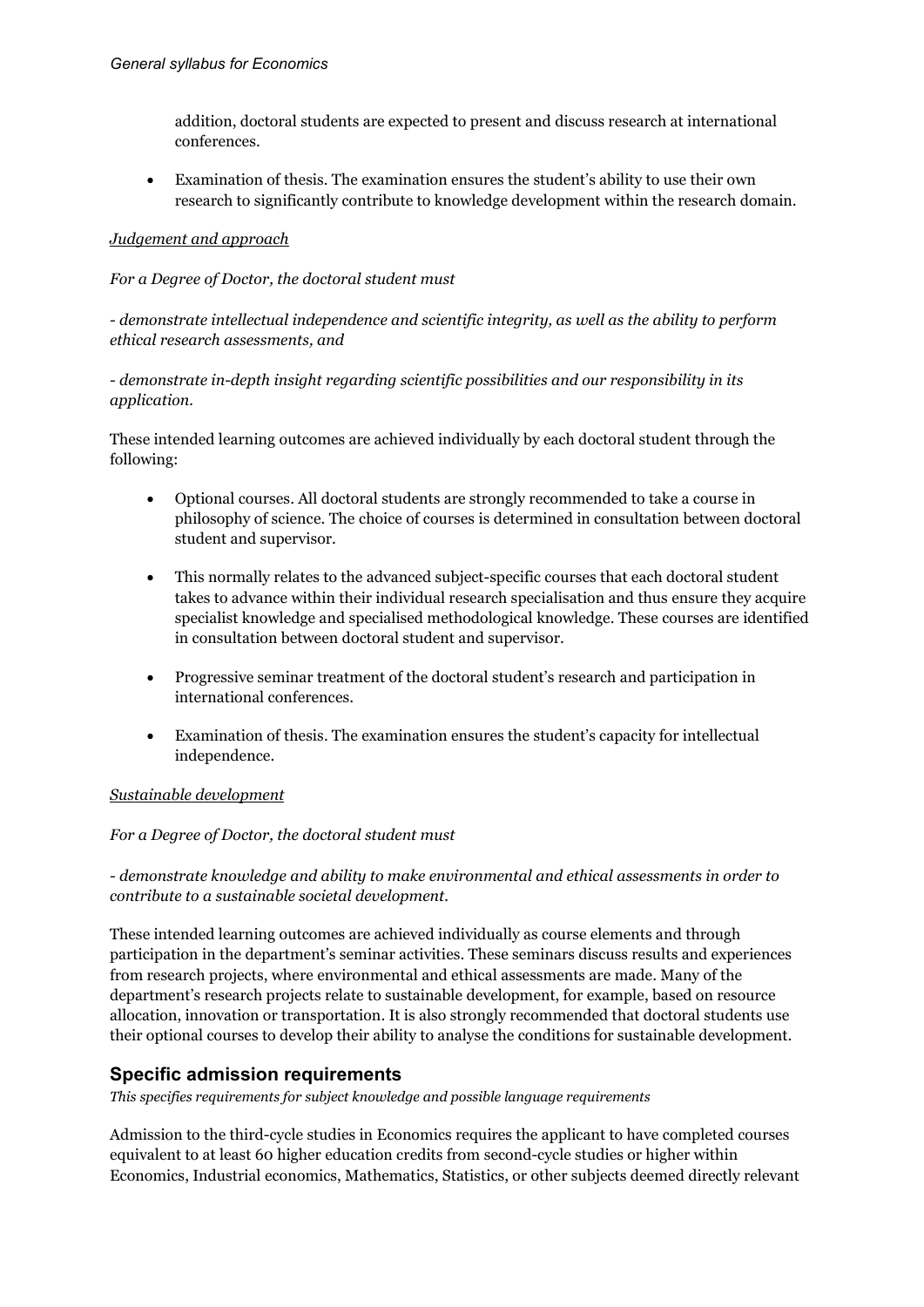addition, doctoral students are expected to present and discuss research at international conferences.

- Examination of thesis. The examination ensures the student's ability to use their own research to significantly contribute to knowledge development within the research domain.

*Judgement and approach*

*For a Degree of Doctor, the doctoral student must*

*- demonstrate intellectual independence and scientific integrity, as well as the ability to perform ethical research assessments, and*

*- demonstrate in-depth insight regarding scientific possibilities and our responsibility in its application.*

These intended learning outcomes are achieved individually by each doctoral student through the following:

- Optional courses. All doctoral students are strongly recommended to take a course in philosophy of science. The choice of courses is determined in consultation between doctoral student and supervisor.

- This normally relates to the advanced subject-specific courses that each doctoral student takes to advance within their individual research specialisation and thus ensure they acquire specialist knowledge and specialised methodological knowledge. These courses are identified in consultation between doctoral student and supervisor.

- Progressive seminar treatment of the doctoral student's research and participation in international conferences.

- Examination of thesis. The examination ensures the student's capacity for intellectual independence.

*Sustainable development*

*For a Degree of Doctor, the doctoral student must*

*- demonstrate knowledge and ability to make environmental and ethical assessments in order to contribute to a sustainable societal development.*

These intended learning outcomes are achieved individually as course elements and through participation in the department's seminar activities. These seminars discuss results and experiences from research projects, where environmental and ethical assessments are made. Many of the department's research projects relate to sustainable development, for example, based on resource allocation, innovation or transportation. It is also strongly recommended that doctoral students use their optional courses to develop their ability to analyse the conditions for sustainable development.

## Specific admission requirements

*This specifies requirements for subject knowledge and possible language requirements*

Admission to the third-cycle studies in Economics requires the applicant to have completed courses equivalent to at least 60 higher education credits from second-cycle studies or higher within Economics, Industrial economics, Mathematics, Statistics, or other subjects deemed directly relevant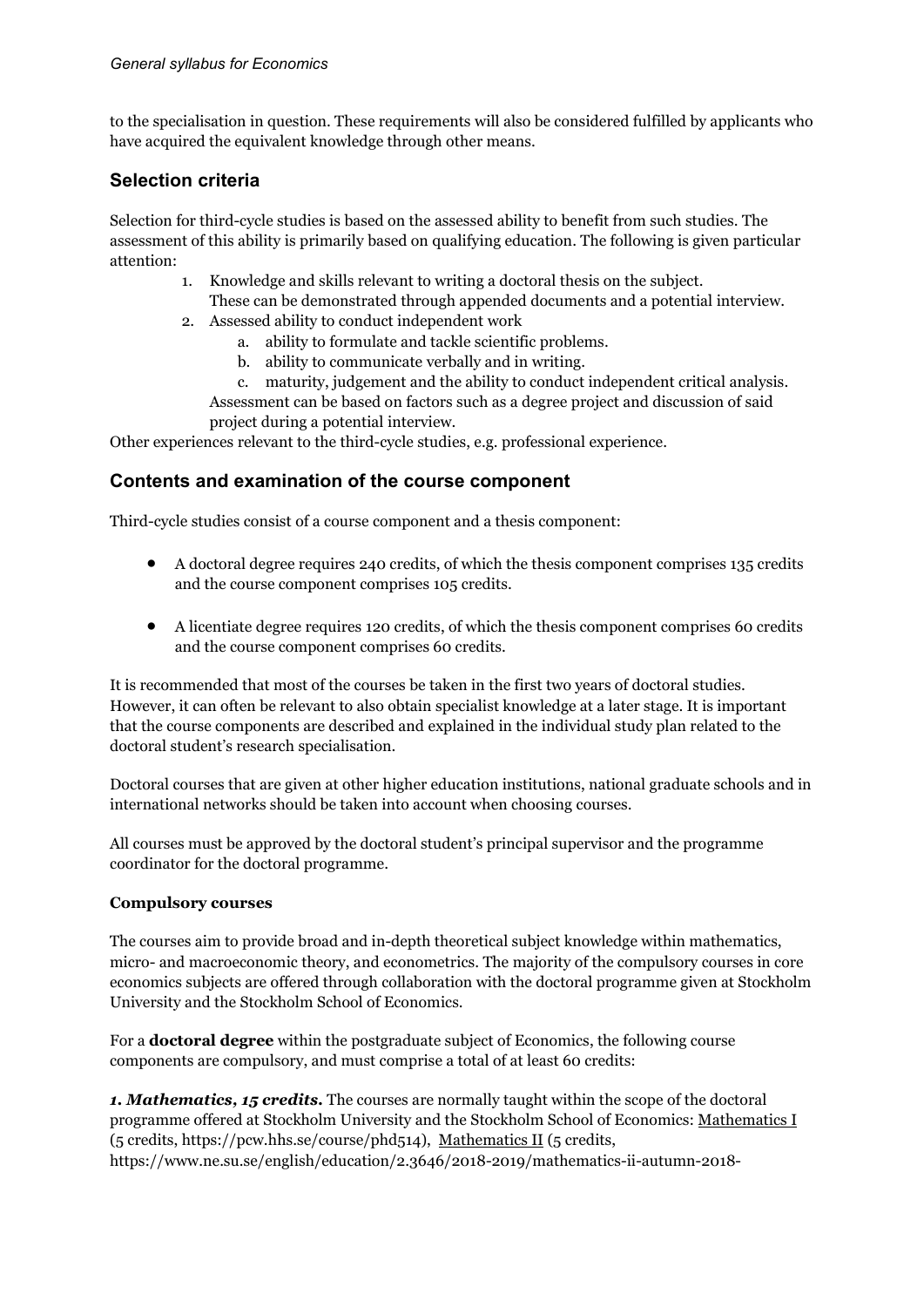to the specialisation in question. These requirements will also be considered fulfilled by applicants who have acquired the equivalent knowledge through other means.

## Selection criteria

Selection for third-cycle studies is based on the assessed ability to benefit from such studies. The assessment of this ability is primarily based on qualifying education. The following is given particular attention:

1. Knowledge and skills relevant to writing a doctoral thesis on the subject. These can be demonstrated through appended documents and a potential interview.
2. Assessed ability to conduct independent work
   a. ability to formulate and tackle scientific problems.
   b. ability to communicate verbally and in writing.
   c. maturity, judgement and the ability to conduct independent critical analysis.

   Assessment can be based on factors such as a degree project and discussion of said project during a potential interview.

Other experiences relevant to the third-cycle studies, e.g. professional experience.

## Contents and examination of the course component

Third-cycle studies consist of a course component and a thesis component:

- A doctoral degree requires 240 credits, of which the thesis component comprises 135 credits and the course component comprises 105 credits.
- A licentiate degree requires 120 credits, of which the thesis component comprises 60 credits and the course component comprises 60 credits.

It is recommended that most of the courses be taken in the first two years of doctoral studies. However, it can often be relevant to also obtain specialist knowledge at a later stage. It is important that the course components are described and explained in the individual study plan related to the doctoral student's research specialisation.

Doctoral courses that are given at other higher education institutions, national graduate schools and in international networks should be taken into account when choosing courses.

All courses must be approved by the doctoral student's principal supervisor and the programme coordinator for the doctoral programme.

**Compulsory courses**

The courses aim to provide broad and in-depth theoretical subject knowledge within mathematics, micro- and macroeconomic theory, and econometrics. The majority of the compulsory courses in core economics subjects are offered through collaboration with the doctoral programme given at Stockholm University and the Stockholm School of Economics.

For a **doctoral degree** within the postgraduate subject of Economics, the following course components are compulsory, and must comprise a total of at least 60 credits:

***1. Mathematics, 15 credits.*** The courses are normally taught within the scope of the doctoral programme offered at Stockholm University and the Stockholm School of Economics: Mathematics I (5 credits, https://pcw.hhs.se/course/phd514), Mathematics II (5 credits, https://www.ne.su.se/english/education/2.3646/2018-2019/mathematics-ii-autumn-2018-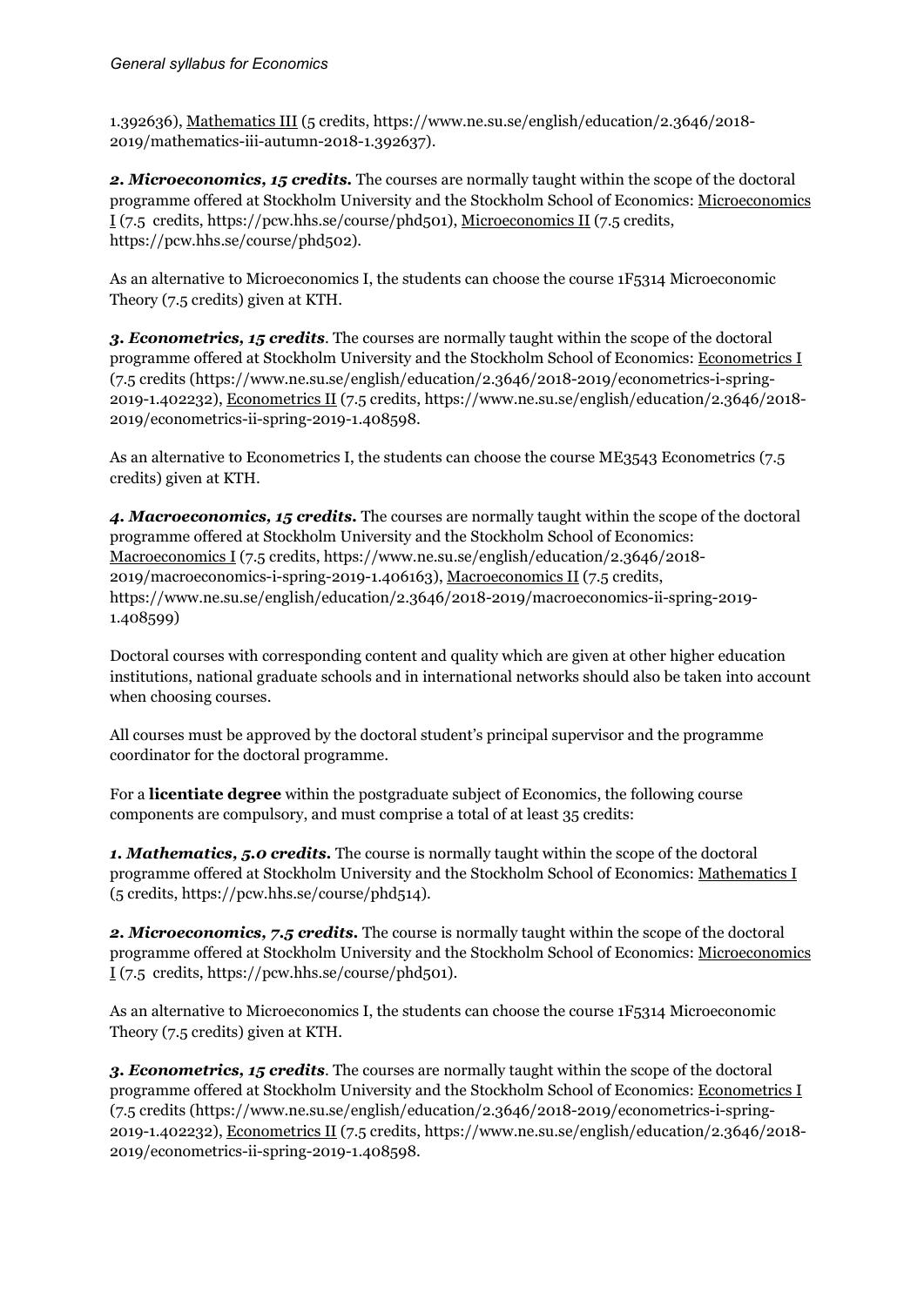1.392636), Mathematics III (5 credits, https://www.ne.su.se/english/education/2.3646/2018-2019/mathematics-iii-autumn-2018-1.392637).

***2. Microeconomics, 15 credits.*** The courses are normally taught within the scope of the doctoral programme offered at Stockholm University and the Stockholm School of Economics: Microeconomics I (7.5 credits, https://pcw.hhs.se/course/phd501), Microeconomics II (7.5 credits, https://pcw.hhs.se/course/phd502).

As an alternative to Microeconomics I, the students can choose the course 1F5314 Microeconomic Theory (7.5 credits) given at KTH.

***3. Econometrics, 15 credits***. The courses are normally taught within the scope of the doctoral programme offered at Stockholm University and the Stockholm School of Economics: Econometrics I (7.5 credits (https://www.ne.su.se/english/education/2.3646/2018-2019/econometrics-i-spring-2019-1.402232), Econometrics II (7.5 credits, https://www.ne.su.se/english/education/2.3646/2018-2019/econometrics-ii-spring-2019-1.408598.

As an alternative to Econometrics I, the students can choose the course ME3543 Econometrics (7.5 credits) given at KTH.

***4. Macroeconomics, 15 credits.*** The courses are normally taught within the scope of the doctoral programme offered at Stockholm University and the Stockholm School of Economics: Macroeconomics I (7.5 credits, https://www.ne.su.se/english/education/2.3646/2018-2019/macroeconomics-i-spring-2019-1.406163), Macroeconomics II (7.5 credits, https://www.ne.su.se/english/education/2.3646/2018-2019/macroeconomics-ii-spring-2019-1.408599)

Doctoral courses with corresponding content and quality which are given at other higher education institutions, national graduate schools and in international networks should also be taken into account when choosing courses.

All courses must be approved by the doctoral student's principal supervisor and the programme coordinator for the doctoral programme.

For a **licentiate degree** within the postgraduate subject of Economics, the following course components are compulsory, and must comprise a total of at least 35 credits:

***1. Mathematics, 5.0 credits.*** The course is normally taught within the scope of the doctoral programme offered at Stockholm University and the Stockholm School of Economics: Mathematics I (5 credits, https://pcw.hhs.se/course/phd514).

***2. Microeconomics, 7.5 credits.*** The course is normally taught within the scope of the doctoral programme offered at Stockholm University and the Stockholm School of Economics: Microeconomics I (7.5 credits, https://pcw.hhs.se/course/phd501).

As an alternative to Microeconomics I, the students can choose the course 1F5314 Microeconomic Theory (7.5 credits) given at KTH.

***3. Econometrics, 15 credits***. The courses are normally taught within the scope of the doctoral programme offered at Stockholm University and the Stockholm School of Economics: Econometrics I (7.5 credits (https://www.ne.su.se/english/education/2.3646/2018-2019/econometrics-i-spring-2019-1.402232), Econometrics II (7.5 credits, https://www.ne.su.se/english/education/2.3646/2018-2019/econometrics-ii-spring-2019-1.408598.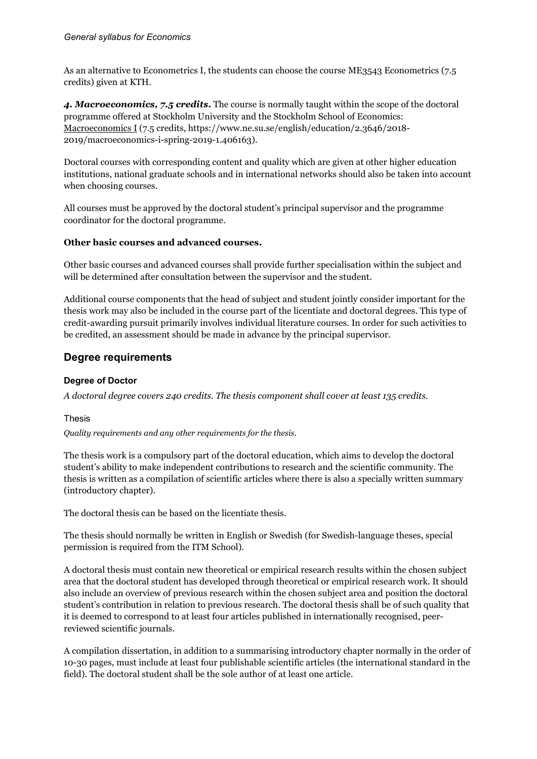As an alternative to Econometrics I, the students can choose the course ME3543 Econometrics (7.5 credits) given at KTH.

***4. Macroeconomics, 7.5 credits.*** The course is normally taught within the scope of the doctoral programme offered at Stockholm University and the Stockholm School of Economics: Macroeconomics I (7.5 credits, https://www.ne.su.se/english/education/2.3646/2018-2019/macroeconomics-i-spring-2019-1.406163).

Doctoral courses with corresponding content and quality which are given at other higher education institutions, national graduate schools and in international networks should also be taken into account when choosing courses.

All courses must be approved by the doctoral student's principal supervisor and the programme coordinator for the doctoral programme.

**Other basic courses and advanced courses.**

Other basic courses and advanced courses shall provide further specialisation within the subject and will be determined after consultation between the supervisor and the student.

Additional course components that the head of subject and student jointly consider important for the thesis work may also be included in the course part of the licentiate and doctoral degrees. This type of credit-awarding pursuit primarily involves individual literature courses. In order for such activities to be credited, an assessment should be made in advance by the principal supervisor.

## Degree requirements

### Degree of Doctor

*A doctoral degree covers 240 credits. The thesis component shall cover at least 135 credits.*

#### Thesis

*Quality requirements and any other requirements for the thesis.*

The thesis work is a compulsory part of the doctoral education, which aims to develop the doctoral student's ability to make independent contributions to research and the scientific community. The thesis is written as a compilation of scientific articles where there is also a specially written summary (introductory chapter).

The doctoral thesis can be based on the licentiate thesis.

The thesis should normally be written in English or Swedish (for Swedish-language theses, special permission is required from the ITM School).

A doctoral thesis must contain new theoretical or empirical research results within the chosen subject area that the doctoral student has developed through theoretical or empirical research work. It should also include an overview of previous research within the chosen subject area and position the doctoral student's contribution in relation to previous research. The doctoral thesis shall be of such quality that it is deemed to correspond to at least four articles published in internationally recognised, peer-reviewed scientific journals.

A compilation dissertation, in addition to a summarising introductory chapter normally in the order of 10-30 pages, must include at least four publishable scientific articles (the international standard in the field). The doctoral student shall be the sole author of at least one article.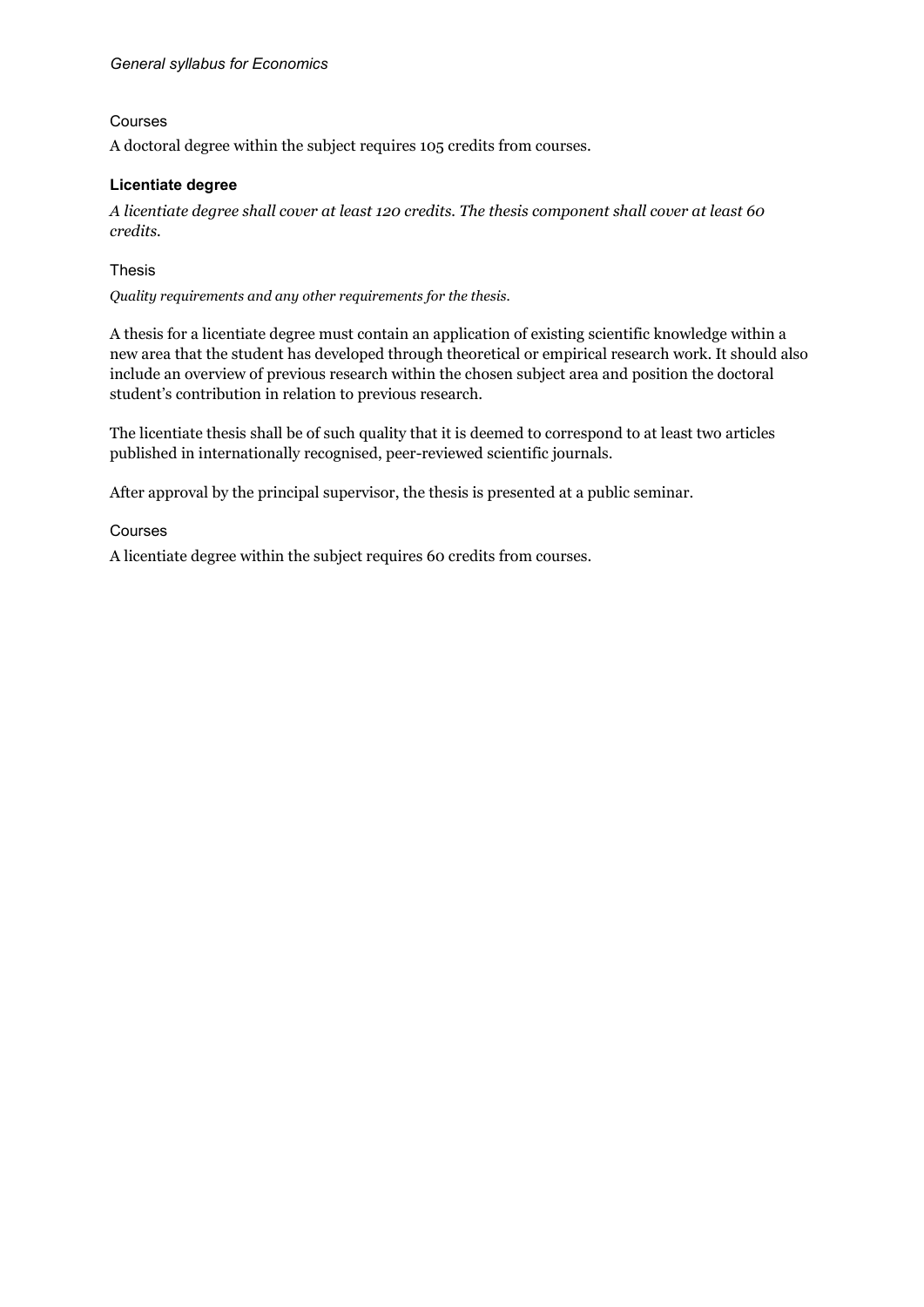Courses

A doctoral degree within the subject requires 105 credits from courses.

### Licentiate degree

*A licentiate degree shall cover at least 120 credits. The thesis component shall cover at least 60 credits.*

Thesis

*Quality requirements and any other requirements for the thesis.*

A thesis for a licentiate degree must contain an application of existing scientific knowledge within a new area that the student has developed through theoretical or empirical research work. It should also include an overview of previous research within the chosen subject area and position the doctoral student's contribution in relation to previous research.

The licentiate thesis shall be of such quality that it is deemed to correspond to at least two articles published in internationally recognised, peer-reviewed scientific journals.

After approval by the principal supervisor, the thesis is presented at a public seminar.

Courses

A licentiate degree within the subject requires 60 credits from courses.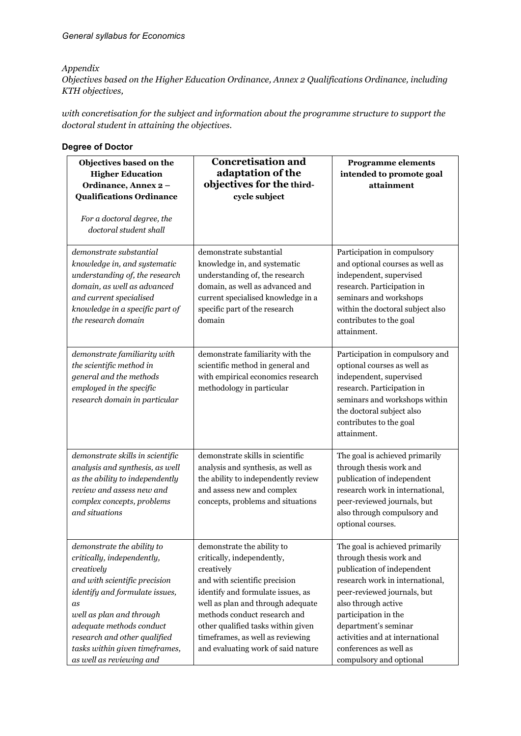*Appendix*

*Objectives based on the Higher Education Ordinance, Annex 2 Qualifications Ordinance, including KTH objectives,*

*with concretisation for the subject and information about the programme structure to support the doctoral student in attaining the objectives.*

**Degree of Doctor**

| **Objectives based on the Higher Education Ordinance, Annex 2 – Qualifications Ordinance** <br><br> *For a doctoral degree, the doctoral student shall* | **Concretisation and adaptation of the objectives for the third-cycle subject** | **Programme elements intended to promote goal attainment** |
|---|---|---|
| *demonstrate substantial knowledge in, and systematic understanding of, the research domain, as well as advanced and current specialised knowledge in a specific part of the research domain* | demonstrate substantial knowledge in, and systematic understanding of, the research domain, as well as advanced and current specialised knowledge in a specific part of the research domain | Participation in compulsory and optional courses as well as independent, supervised research. Participation in seminars and workshops within the doctoral subject also contributes to the goal attainment. |
| *demonstrate familiarity with the scientific method in general and the methods employed in the specific research domain in particular* | demonstrate familiarity with the scientific method in general and with empirical economics research methodology in particular | Participation in compulsory and optional courses as well as independent, supervised research. Participation in seminars and workshops within the doctoral subject also contributes to the goal attainment. |
| *demonstrate skills in scientific analysis and synthesis, as well as the ability to independently review and assess new and complex concepts, problems and situations* | demonstrate skills in scientific analysis and synthesis, as well as the ability to independently review and assess new and complex concepts, problems and situations | The goal is achieved primarily through thesis work and publication of independent research work in international, peer-reviewed journals, but also through compulsory and optional courses. |
| *demonstrate the ability to critically, independently, creatively and with scientific precision identify and formulate issues, as well as plan and through adequate methods conduct research and other qualified tasks within given timeframes, as well as reviewing and* | demonstrate the ability to critically, independently, creatively and with scientific precision identify and formulate issues, as well as plan and through adequate methods conduct research and other qualified tasks within given timeframes, as well as reviewing and evaluating work of said nature | The goal is achieved primarily through thesis work and publication of independent research work in international, peer-reviewed journals, but also through active participation in the department's seminar activities and at international conferences as well as compulsory and optional |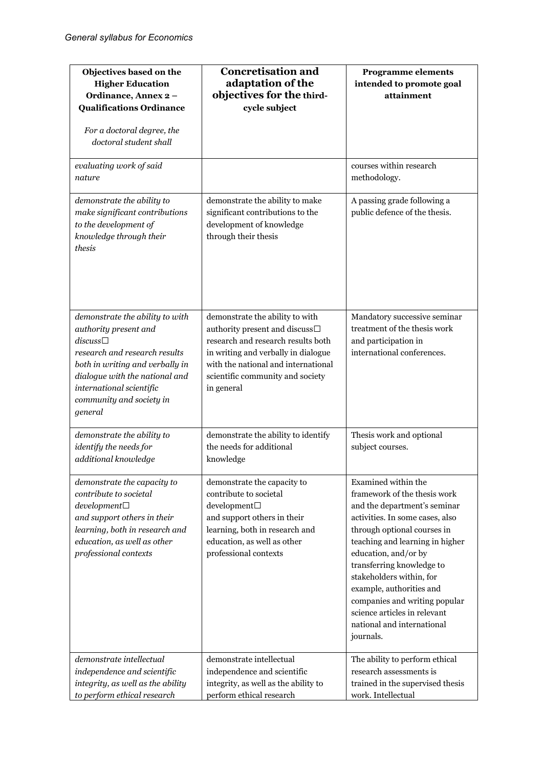| Objectives based on the Higher Education Ordinance, Annex 2 – Qualifications Ordinance *For a doctoral degree, the doctoral student shall* | Concretisation and adaptation of the objectives for the third-cycle subject | Programme elements intended to promote goal attainment |
|---|---|---|
| *evaluating work of said nature* | | courses within research methodology. |
| *demonstrate the ability to make significant contributions to the development of knowledge through their thesis* | demonstrate the ability to make significant contributions to the development of knowledge through their thesis | A passing grade following a public defence of the thesis. |
| *demonstrate the ability to with authority present and discuss☐ research and research results both in writing and verbally in dialogue with the national and international scientific community and society in general* | demonstrate the ability to with authority present and discuss☐ research and research results both in writing and verbally in dialogue with the national and international scientific community and society in general | Mandatory successive seminar treatment of the thesis work and participation in international conferences. |
| *demonstrate the ability to identify the needs for additional knowledge* | demonstrate the ability to identify the needs for additional knowledge | Thesis work and optional subject courses. |
| *demonstrate the capacity to contribute to societal development☐ and support others in their learning, both in research and education, as well as other professional contexts* | demonstrate the capacity to contribute to societal development☐ and support others in their learning, both in research and education, as well as other professional contexts | Examined within the framework of the thesis work and the department's seminar activities. In some cases, also through optional courses in teaching and learning in higher education, and/or by transferring knowledge to stakeholders within, for example, authorities and companies and writing popular science articles in relevant national and international journals. |
| *demonstrate intellectual independence and scientific integrity, as well as the ability to perform ethical research* | demonstrate intellectual independence and scientific integrity, as well as the ability to perform ethical research | The ability to perform ethical research assessments is trained in the supervised thesis work. Intellectual |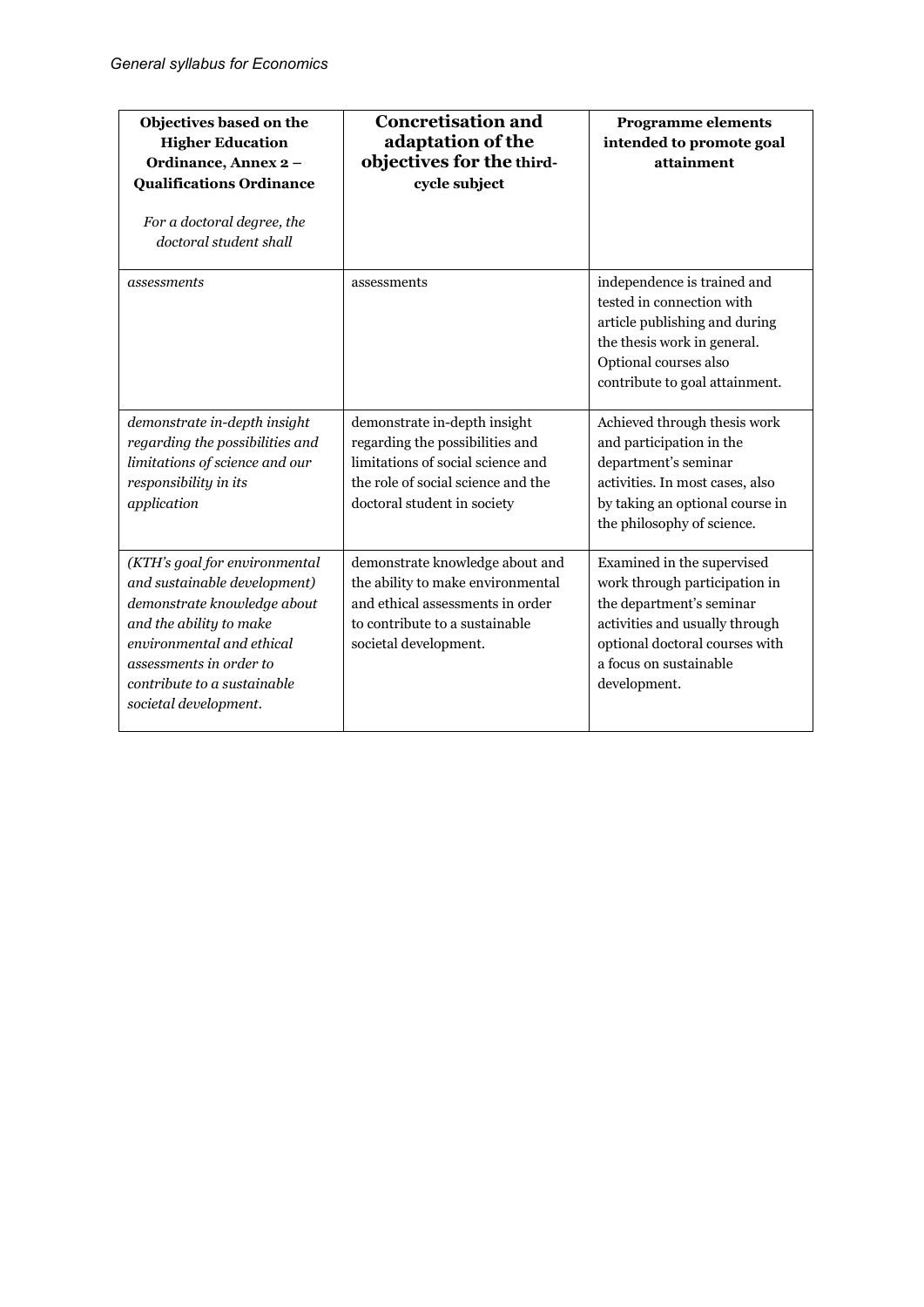| **Objectives based on the Higher Education Ordinance, Annex 2 – Qualifications Ordinance**<br><br>*For a doctoral degree, the doctoral student shall* | **Concretisation and adaptation of the objectives for the third-cycle subject** | **Programme elements intended to promote goal attainment** |
|---|---|---|
| *assessments* | assessments | independence is trained and tested in connection with article publishing and during the thesis work in general. Optional courses also contribute to goal attainment. |
| *demonstrate in-depth insight regarding the possibilities and limitations of science and our responsibility in its application* | demonstrate in-depth insight regarding the possibilities and limitations of social science and the role of social science and the doctoral student in society | Achieved through thesis work and participation in the department's seminar activities. In most cases, also by taking an optional course in the philosophy of science. |
| *(KTH's goal for environmental and sustainable development) demonstrate knowledge about and the ability to make environmental and ethical assessments in order to contribute to a sustainable societal development.* | demonstrate knowledge about and the ability to make environmental and ethical assessments in order to contribute to a sustainable societal development. | Examined in the supervised work through participation in the department's seminar activities and usually through optional doctoral courses with a focus on sustainable development. |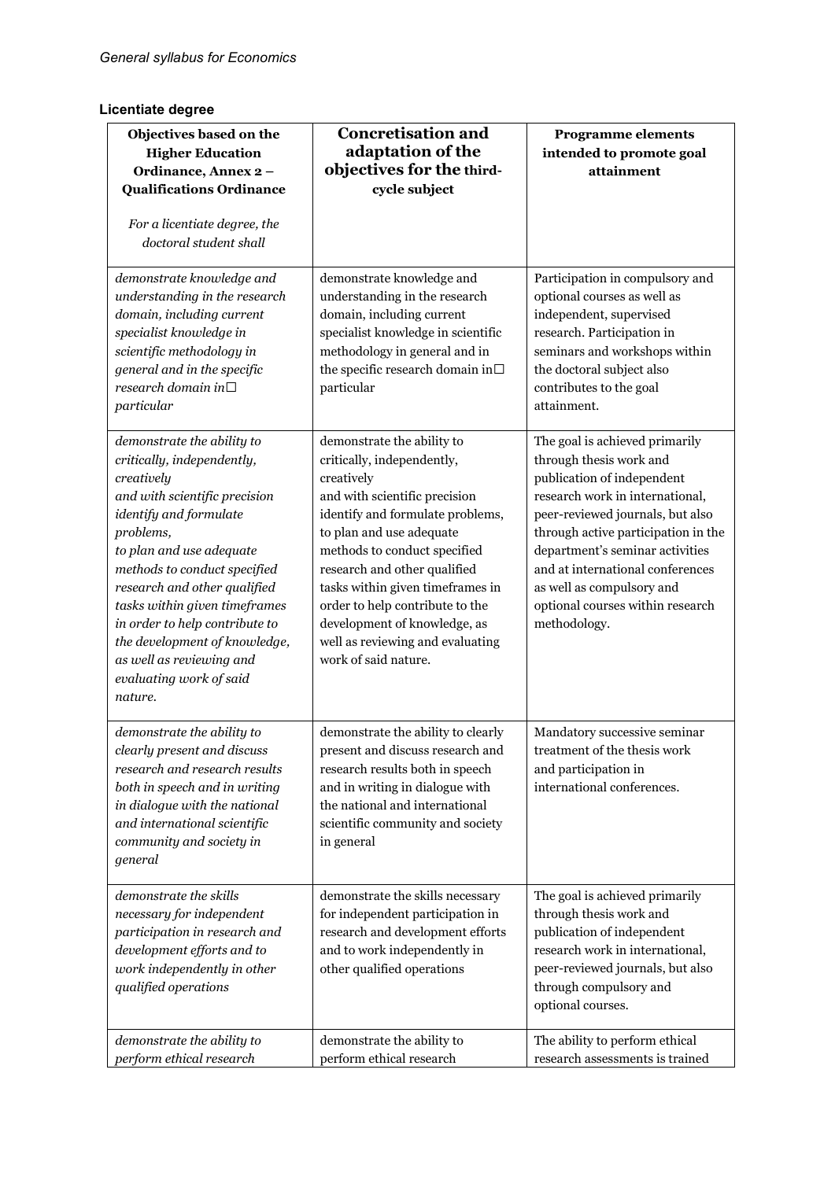## Licentiate degree

| Objectives based on the Higher Education Ordinance, Annex 2 – Qualifications Ordinance<br><br>*For a licentiate degree, the doctoral student shall* | Concretisation and adaptation of the objectives for the third-cycle subject | Programme elements intended to promote goal attainment |
|---|---|---|
| *demonstrate knowledge and understanding in the research domain, including current specialist knowledge in scientific methodology in general and in the specific research domain in particular* | demonstrate knowledge and understanding in the research domain, including current specialist knowledge in scientific methodology in general and in the specific research domain in particular | Participation in compulsory and optional courses as well as independent, supervised research. Participation in seminars and workshops within the doctoral subject also contributes to the goal attainment. |
| *demonstrate the ability to critically, independently, creatively and with scientific precision identify and formulate problems, to plan and use adequate methods to conduct specified research and other qualified tasks within given timeframes in order to help contribute to the development of knowledge, as well as reviewing and evaluating work of said nature.* | demonstrate the ability to critically, independently, creatively and with scientific precision identify and formulate problems, to plan and use adequate methods to conduct specified research and other qualified tasks within given timeframes in order to help contribute to the development of knowledge, as well as reviewing and evaluating work of said nature. | The goal is achieved primarily through thesis work and publication of independent research work in international, peer-reviewed journals, but also through active participation in the department's seminar activities and at international conferences as well as compulsory and optional courses within research methodology. |
| *demonstrate the ability to clearly present and discuss research and research results both in speech and in writing in dialogue with the national and international scientific community and society in general* | demonstrate the ability to clearly present and discuss research and research results both in speech and in writing in dialogue with the national and international scientific community and society in general | Mandatory successive seminar treatment of the thesis work and participation in international conferences. |
| *demonstrate the skills necessary for independent participation in research and development efforts and to work independently in other qualified operations* | demonstrate the skills necessary for independent participation in research and development efforts and to work independently in other qualified operations | The goal is achieved primarily through thesis work and publication of independent research work in international, peer-reviewed journals, but also through compulsory and optional courses. |
| *demonstrate the ability to perform ethical research* | demonstrate the ability to perform ethical research | The ability to perform ethical research assessments is trained |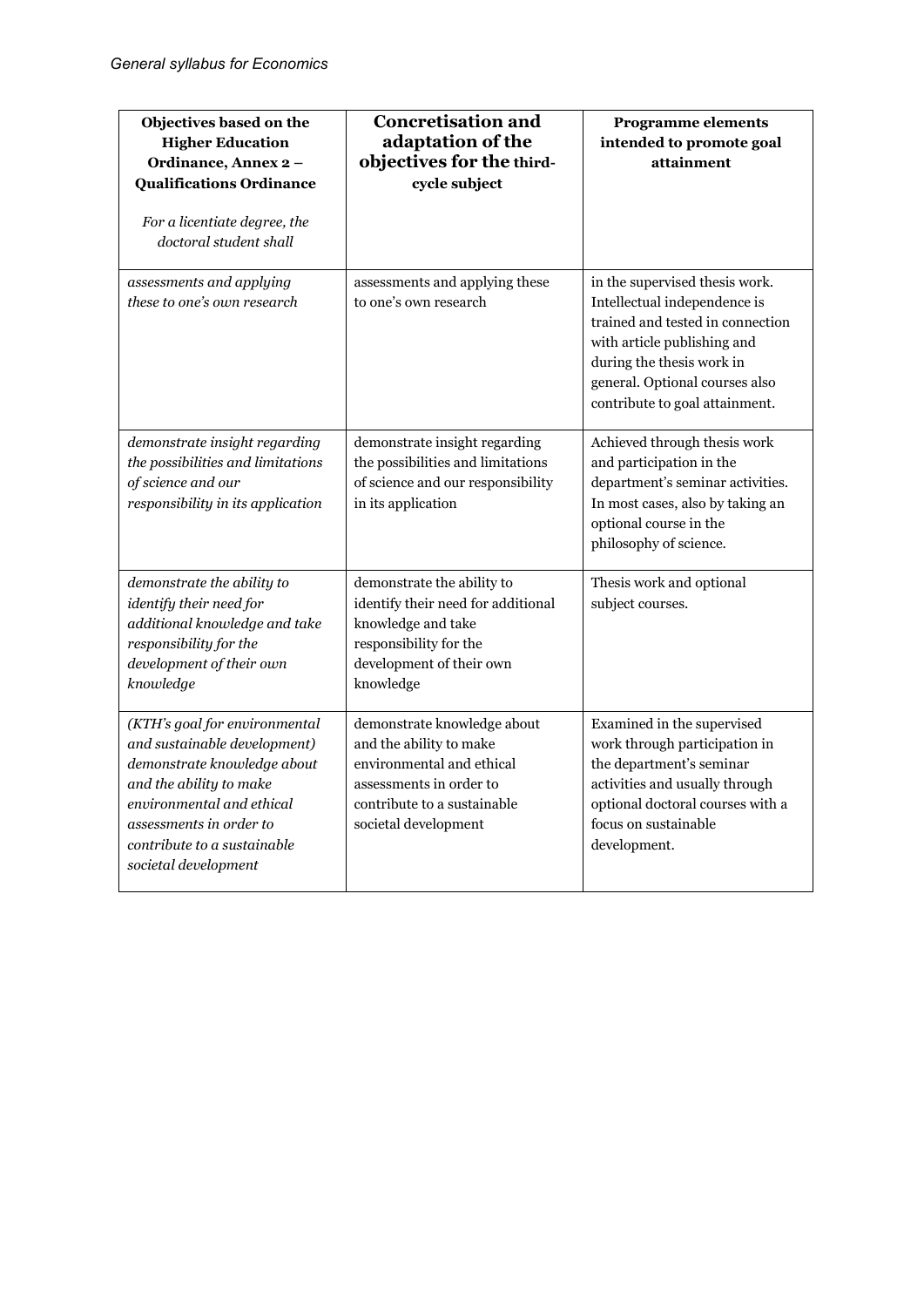| **Objectives based on the Higher Education Ordinance, Annex 2 – Qualifications Ordinance**<br><br>*For a licentiate degree, the doctoral student shall* | **Concretisation and adaptation of the objectives for the third-cycle subject** | **Programme elements intended to promote goal attainment** |
|---|---|---|
| *assessments and applying these to one's own research* | assessments and applying these to one's own research | in the supervised thesis work. Intellectual independence is trained and tested in connection with article publishing and during the thesis work in general. Optional courses also contribute to goal attainment. |
| *demonstrate insight regarding the possibilities and limitations of science and our responsibility in its application* | demonstrate insight regarding the possibilities and limitations of science and our responsibility in its application | Achieved through thesis work and participation in the department's seminar activities. In most cases, also by taking an optional course in the philosophy of science. |
| *demonstrate the ability to identify their need for additional knowledge and take responsibility for the development of their own knowledge* | demonstrate the ability to identify their need for additional knowledge and take responsibility for the development of their own knowledge | Thesis work and optional subject courses. |
| *(KTH's goal for environmental and sustainable development) demonstrate knowledge about and the ability to make environmental and ethical assessments in order to contribute to a sustainable societal development* | demonstrate knowledge about and the ability to make environmental and ethical assessments in order to contribute to a sustainable societal development | Examined in the supervised work through participation in the department's seminar activities and usually through optional doctoral courses with a focus on sustainable development. |